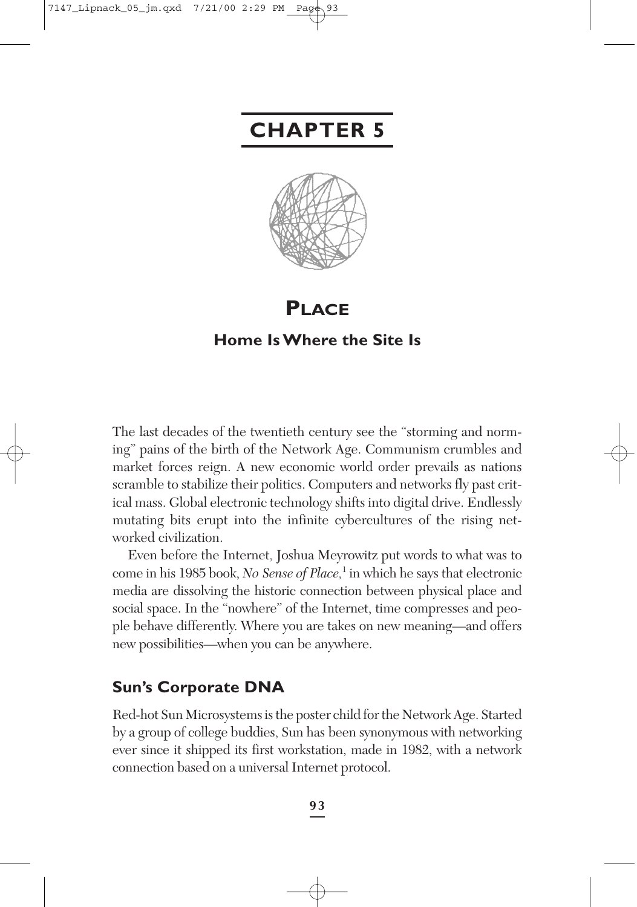# CHAPTER 5

# PLACE

## Home Is Where the Site Is

The last decades of the twentieth century see the "storming and norming" pains of the birth of the Network Age. Communism crumbles and market forces reign. A new economic world order prevails as nations scramble to stabilize their politics. Computers and networks fly past critical mass. Global electronic technology shifts into digital drive. Endlessly mutating bits erupt into the infinite cybercultures of the rising networked civilization.

Even before the Internet, Joshua Meyrowitz put words to what was to come in his 1985 book, *No Sense of Place*,[1] in which he says that electronic media are dissolving the historic connection between physical place and social space. In the "nowhere" of the Internet, time compresses and people behave differently. Where you are takes on new meaning—and offers new possibilities—when you can be anywhere.

### Sun's Corporate DNA

Red-hot Sun Microsystems is the poster child for the Network Age. Started by a group of college buddies, Sun has been synonymous with networking ever since it shipped its first workstation, made in 1982, with a network connection based on a universal Internet protocol.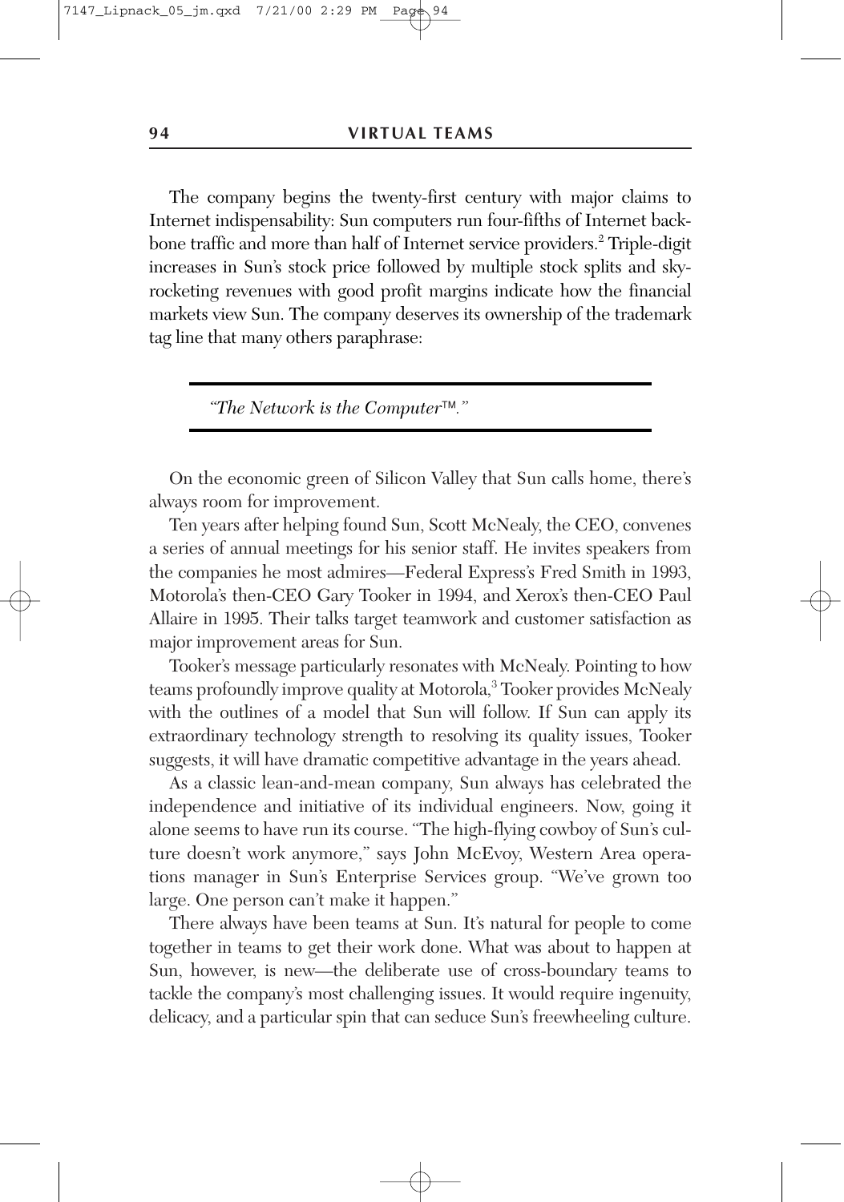The company begins the twenty-first century with major claims to Internet indispensability: Sun computers run four-fifths of Internet backbone traffic and more than half of Internet service providers.[2] Triple-digit increases in Sun's stock price followed by multiple stock splits and skyrocketing revenues with good profit margins indicate how the financial markets view Sun. The company deserves its ownership of the trademark tag line that many others paraphrase:

---

*"The Network is the Computer™."*

---

On the economic green of Silicon Valley that Sun calls home, there's always room for improvement.

Ten years after helping found Sun, Scott McNealy, the CEO, convenes a series of annual meetings for his senior staff. He invites speakers from the companies he most admires—Federal Express's Fred Smith in 1993, Motorola's then-CEO Gary Tooker in 1994, and Xerox's then-CEO Paul Allaire in 1995. Their talks target teamwork and customer satisfaction as major improvement areas for Sun.

Tooker's message particularly resonates with McNealy. Pointing to how teams profoundly improve quality at Motorola,[3] Tooker provides McNealy with the outlines of a model that Sun will follow. If Sun can apply its extraordinary technology strength to resolving its quality issues, Tooker suggests, it will have dramatic competitive advantage in the years ahead.

As a classic lean-and-mean company, Sun always has celebrated the independence and initiative of its individual engineers. Now, going it alone seems to have run its course. "The high-flying cowboy of Sun's culture doesn't work anymore," says John McEvoy, Western Area operations manager in Sun's Enterprise Services group. "We've grown too large. One person can't make it happen."

There always have been teams at Sun. It's natural for people to come together in teams to get their work done. What was about to happen at Sun, however, is new—the deliberate use of cross-boundary teams to tackle the company's most challenging issues. It would require ingenuity, delicacy, and a particular spin that can seduce Sun's freewheeling culture.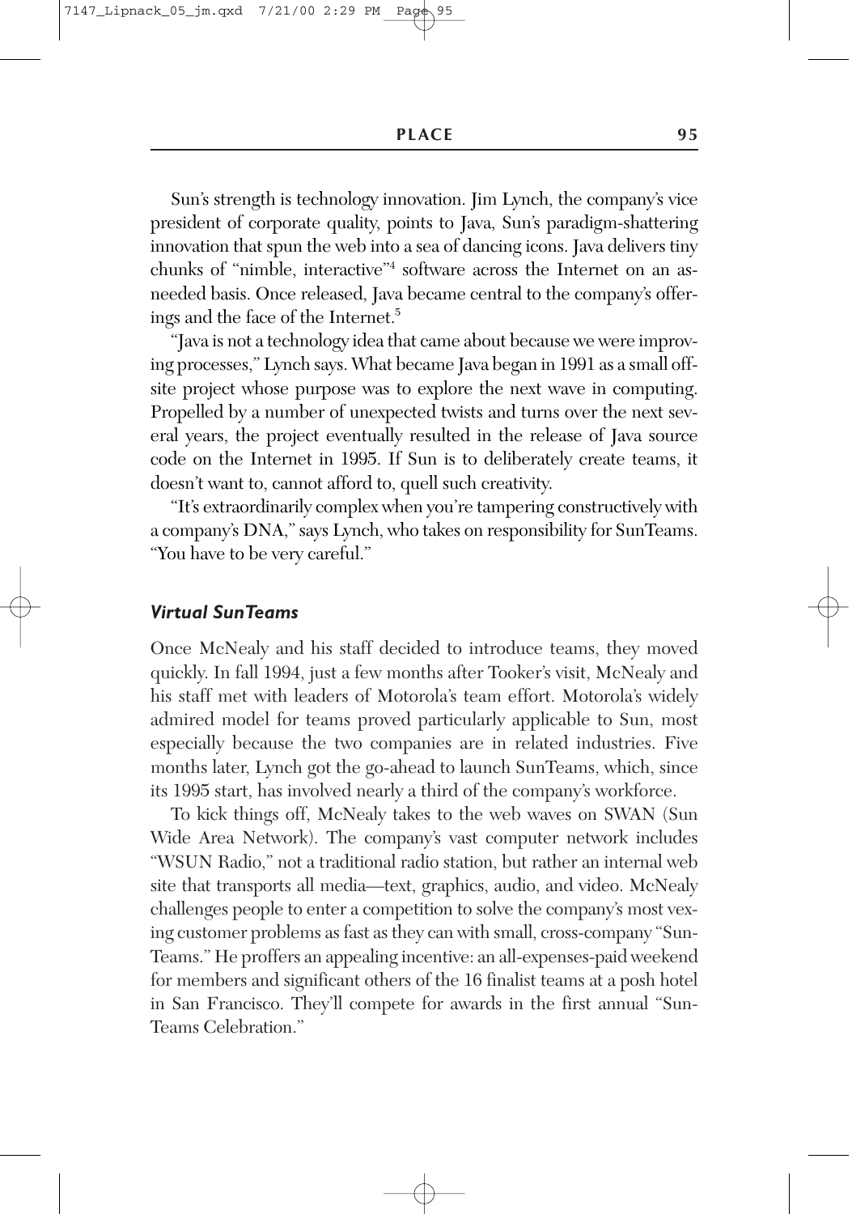Sun's strength is technology innovation. Jim Lynch, the company's vice president of corporate quality, points to Java, Sun's paradigm-shattering innovation that spun the web into a sea of dancing icons. Java delivers tiny chunks of "nimble, interactive"[4] software across the Internet on an as-needed basis. Once released, Java became central to the company's offerings and the face of the Internet.[5]

"Java is not a technology idea that came about because we were improving processes," Lynch says. What became Java began in 1991 as a small off-site project whose purpose was to explore the next wave in computing. Propelled by a number of unexpected twists and turns over the next several years, the project eventually resulted in the release of Java source code on the Internet in 1995. If Sun is to deliberately create teams, it doesn't want to, cannot afford to, quell such creativity.

"It's extraordinarily complex when you're tampering constructively with a company's DNA," says Lynch, who takes on responsibility for SunTeams. "You have to be very careful."

### *Virtual SunTeams*

Once McNealy and his staff decided to introduce teams, they moved quickly. In fall 1994, just a few months after Tooker's visit, McNealy and his staff met with leaders of Motorola's team effort. Motorola's widely admired model for teams proved particularly applicable to Sun, most especially because the two companies are in related industries. Five months later, Lynch got the go-ahead to launch SunTeams, which, since its 1995 start, has involved nearly a third of the company's workforce.

To kick things off, McNealy takes to the web waves on SWAN (Sun Wide Area Network). The company's vast computer network includes "WSUN Radio," not a traditional radio station, but rather an internal web site that transports all media—text, graphics, audio, and video. McNealy challenges people to enter a competition to solve the company's most vexing customer problems as fast as they can with small, cross-company "SunTeams." He proffers an appealing incentive: an all-expenses-paid weekend for members and significant others of the 16 finalist teams at a posh hotel in San Francisco. They'll compete for awards in the first annual "SunTeams Celebration."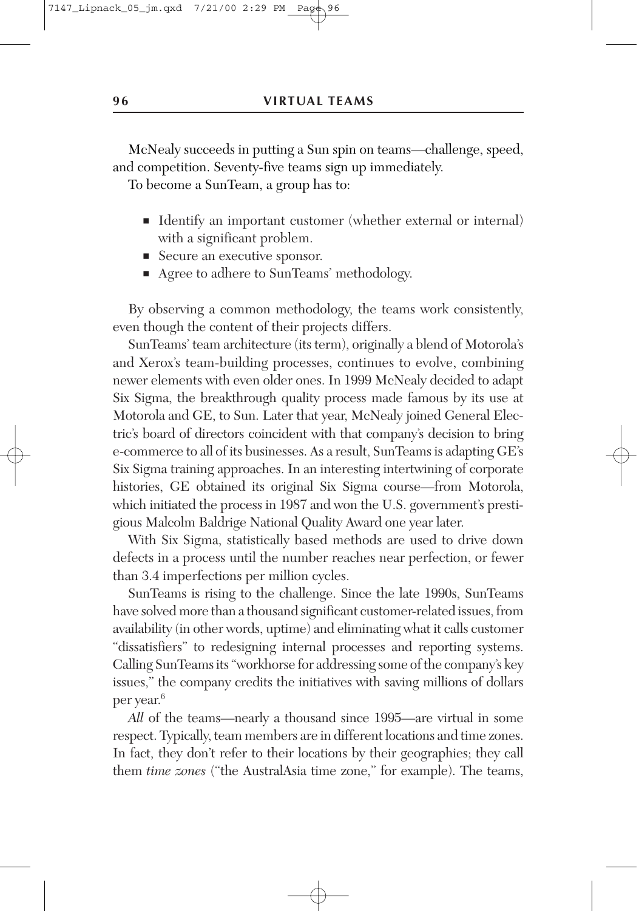McNealy succeeds in putting a Sun spin on teams—challenge, speed, and competition. Seventy-five teams sign up immediately.

To become a SunTeam, a group has to:

- Identify an important customer (whether external or internal) with a significant problem.
- Secure an executive sponsor.
- Agree to adhere to SunTeams' methodology.

By observing a common methodology, the teams work consistently, even though the content of their projects differs.

SunTeams' team architecture (its term), originally a blend of Motorola's and Xerox's team-building processes, continues to evolve, combining newer elements with even older ones. In 1999 McNealy decided to adapt Six Sigma, the breakthrough quality process made famous by its use at Motorola and GE, to Sun. Later that year, McNealy joined General Electric's board of directors coincident with that company's decision to bring e-commerce to all of its businesses. As a result, SunTeams is adapting GE's Six Sigma training approaches. In an interesting intertwining of corporate histories, GE obtained its original Six Sigma course—from Motorola, which initiated the process in 1987 and won the U.S. government's prestigious Malcolm Baldrige National Quality Award one year later.

With Six Sigma, statistically based methods are used to drive down defects in a process until the number reaches near perfection, or fewer than 3.4 imperfections per million cycles.

SunTeams is rising to the challenge. Since the late 1990s, SunTeams have solved more than a thousand significant customer-related issues, from availability (in other words, uptime) and eliminating what it calls customer "dissatisfiers" to redesigning internal processes and reporting systems. Calling SunTeams its "workhorse for addressing some of the company's key issues," the company credits the initiatives with saving millions of dollars per year.[6]

*All* of the teams—nearly a thousand since 1995—are virtual in some respect. Typically, team members are in different locations and time zones. In fact, they don't refer to their locations by their geographies; they call them *time zones* ("the AustralAsia time zone," for example). The teams,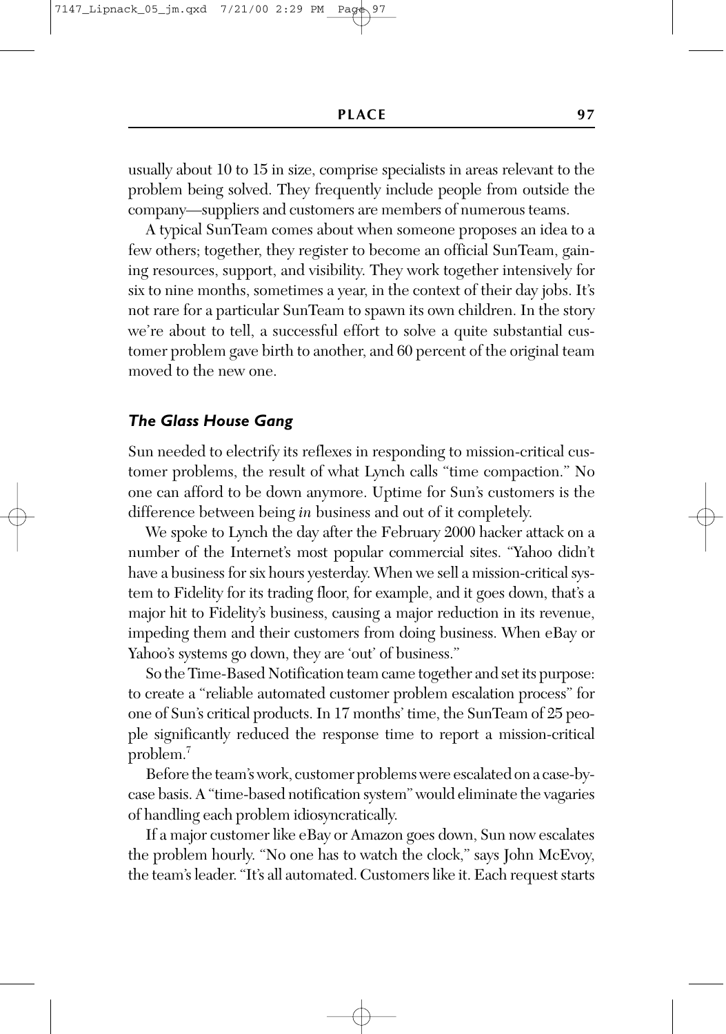usually about 10 to 15 in size, comprise specialists in areas relevant to the problem being solved. They frequently include people from outside the company—suppliers and customers are members of numerous teams.

A typical SunTeam comes about when someone proposes an idea to a few others; together, they register to become an official SunTeam, gaining resources, support, and visibility. They work together intensively for six to nine months, sometimes a year, in the context of their day jobs. It's not rare for a particular SunTeam to spawn its own children. In the story we're about to tell, a successful effort to solve a quite substantial customer problem gave birth to another, and 60 percent of the original team moved to the new one.

### *The Glass House Gang*

Sun needed to electrify its reflexes in responding to mission-critical customer problems, the result of what Lynch calls "time compaction." No one can afford to be down anymore. Uptime for Sun's customers is the difference between being *in* business and out of it completely.

We spoke to Lynch the day after the February 2000 hacker attack on a number of the Internet's most popular commercial sites. "Yahoo didn't have a business for six hours yesterday. When we sell a mission-critical system to Fidelity for its trading floor, for example, and it goes down, that's a major hit to Fidelity's business, causing a major reduction in its revenue, impeding them and their customers from doing business. When eBay or Yahoo's systems go down, they are 'out' of business."

So the Time-Based Notification team came together and set its purpose: to create a "reliable automated customer problem escalation process" for one of Sun's critical products. In 17 months' time, the SunTeam of 25 people significantly reduced the response time to report a mission-critical problem.[7]

Before the team's work, customer problems were escalated on a case-by-case basis. A "time-based notification system" would eliminate the vagaries of handling each problem idiosyncratically.

If a major customer like eBay or Amazon goes down, Sun now escalates the problem hourly. "No one has to watch the clock," says John McEvoy, the team's leader. "It's all automated. Customers like it. Each request starts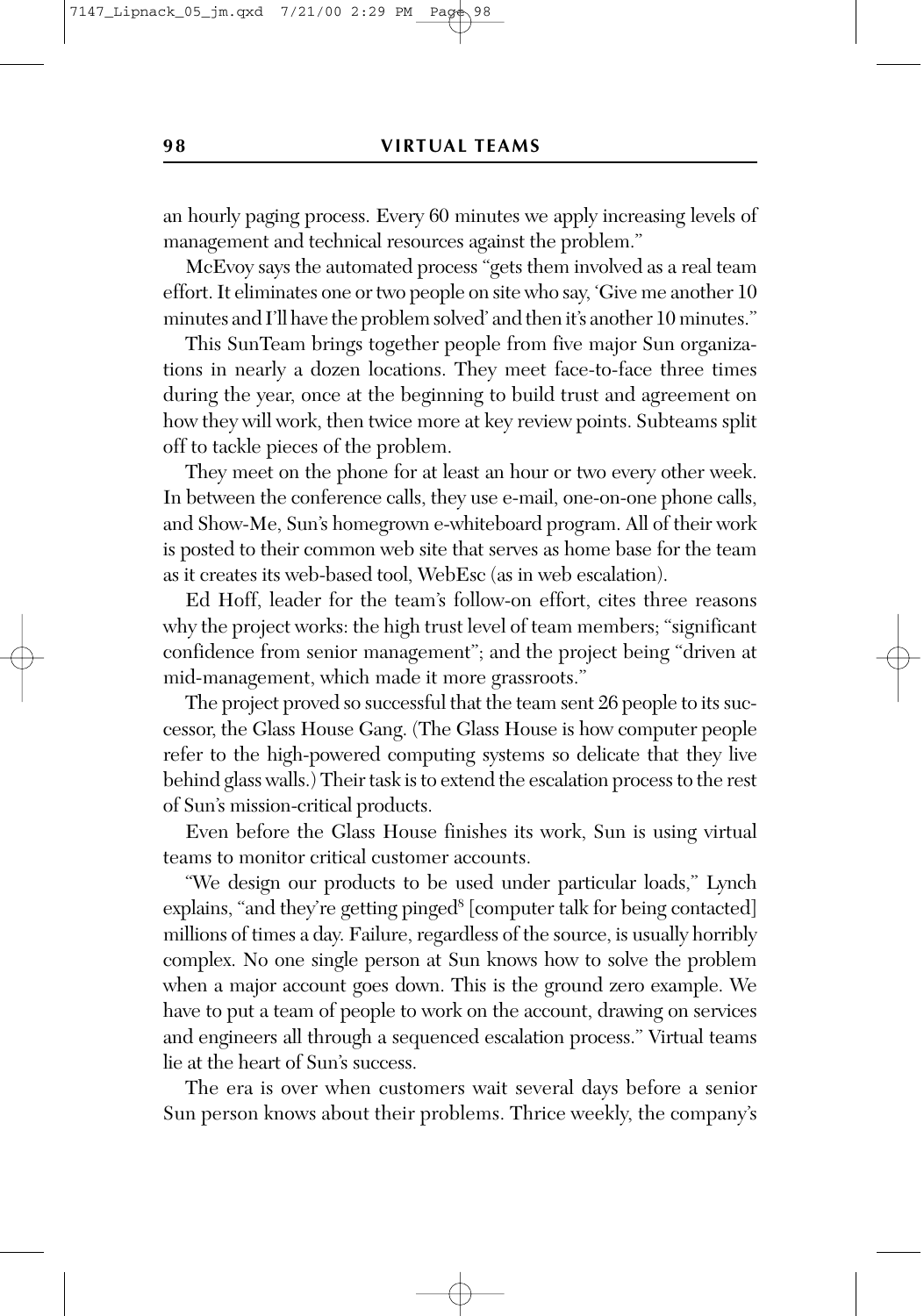an hourly paging process. Every 60 minutes we apply increasing levels of management and technical resources against the problem."

McEvoy says the automated process "gets them involved as a real team effort. It eliminates one or two people on site who say, 'Give me another 10 minutes and I'll have the problem solved' and then it's another 10 minutes."

This SunTeam brings together people from five major Sun organizations in nearly a dozen locations. They meet face-to-face three times during the year, once at the beginning to build trust and agreement on how they will work, then twice more at key review points. Subteams split off to tackle pieces of the problem.

They meet on the phone for at least an hour or two every other week. In between the conference calls, they use e-mail, one-on-one phone calls, and Show-Me, Sun's homegrown e-whiteboard program. All of their work is posted to their common web site that serves as home base for the team as it creates its web-based tool, WebEsc (as in web escalation).

Ed Hoff, leader for the team's follow-on effort, cites three reasons why the project works: the high trust level of team members; "significant confidence from senior management"; and the project being "driven at mid-management, which made it more grassroots."

The project proved so successful that the team sent 26 people to its successor, the Glass House Gang. (The Glass House is how computer people refer to the high-powered computing systems so delicate that they live behind glass walls.) Their task is to extend the escalation process to the rest of Sun's mission-critical products.

Even before the Glass House finishes its work, Sun is using virtual teams to monitor critical customer accounts.

"We design our products to be used under particular loads," Lynch explains, "and they're getting pinged[8] [computer talk for being contacted] millions of times a day. Failure, regardless of the source, is usually horribly complex. No one single person at Sun knows how to solve the problem when a major account goes down. This is the ground zero example. We have to put a team of people to work on the account, drawing on services and engineers all through a sequenced escalation process." Virtual teams lie at the heart of Sun's success.

The era is over when customers wait several days before a senior Sun person knows about their problems. Thrice weekly, the company's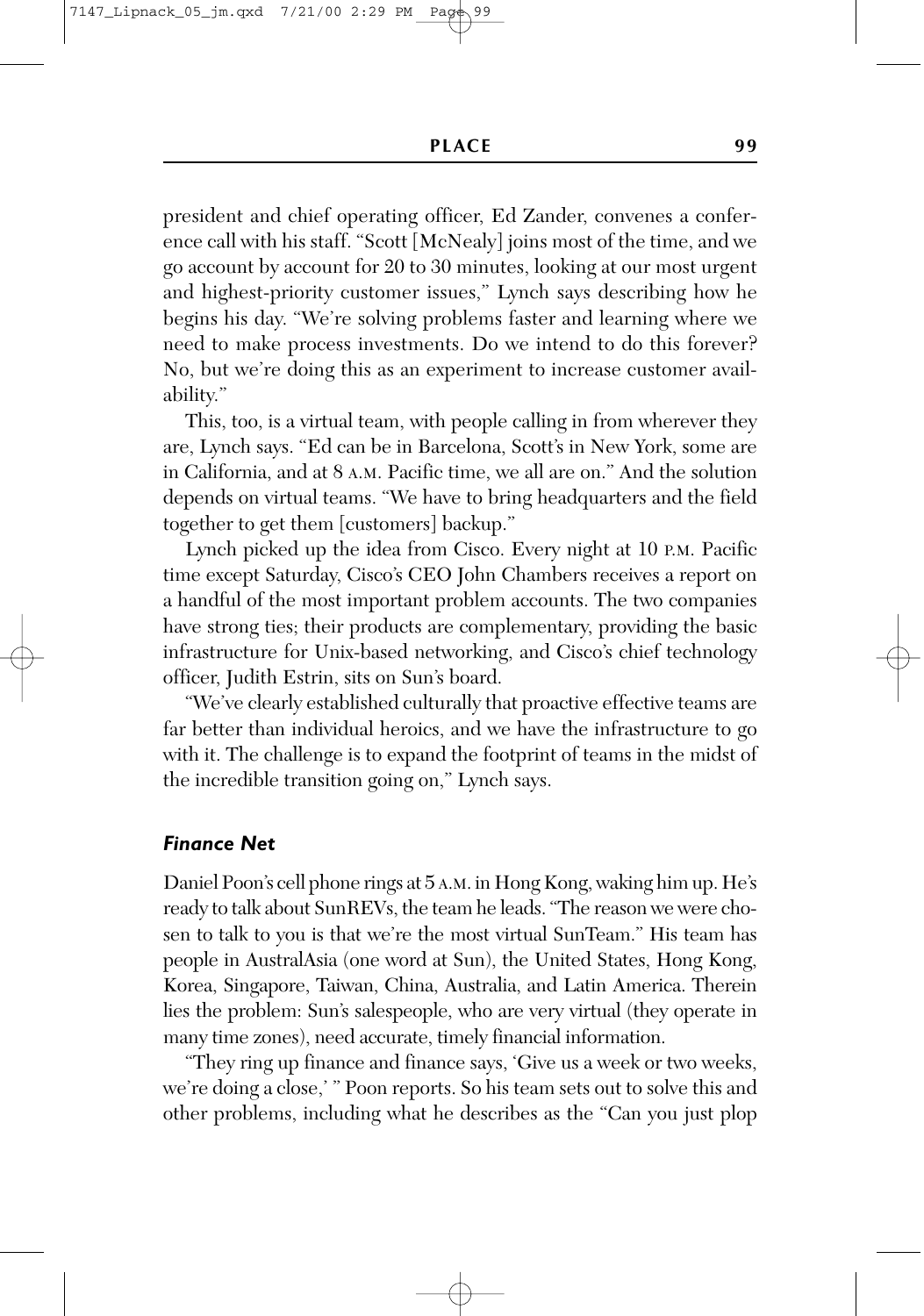president and chief operating officer, Ed Zander, convenes a conference call with his staff. "Scott [McNealy] joins most of the time, and we go account by account for 20 to 30 minutes, looking at our most urgent and highest-priority customer issues," Lynch says describing how he begins his day. "We're solving problems faster and learning where we need to make process investments. Do we intend to do this forever? No, but we're doing this as an experiment to increase customer availability."

This, too, is a virtual team, with people calling in from wherever they are, Lynch says. "Ed can be in Barcelona, Scott's in New York, some are in California, and at 8 A.M. Pacific time, we all are on." And the solution depends on virtual teams. "We have to bring headquarters and the field together to get them [customers] backup."

Lynch picked up the idea from Cisco. Every night at 10 P.M. Pacific time except Saturday, Cisco's CEO John Chambers receives a report on a handful of the most important problem accounts. The two companies have strong ties; their products are complementary, providing the basic infrastructure for Unix-based networking, and Cisco's chief technology officer, Judith Estrin, sits on Sun's board.

"We've clearly established culturally that proactive effective teams are far better than individual heroics, and we have the infrastructure to go with it. The challenge is to expand the footprint of teams in the midst of the incredible transition going on," Lynch says.

### *Finance Net*

Daniel Poon's cell phone rings at 5 A.M. in Hong Kong, waking him up. He's ready to talk about SunREVs, the team he leads. "The reason we were chosen to talk to you is that we're the most virtual SunTeam." His team has people in AustralAsia (one word at Sun), the United States, Hong Kong, Korea, Singapore, Taiwan, China, Australia, and Latin America. Therein lies the problem: Sun's salespeople, who are very virtual (they operate in many time zones), need accurate, timely financial information.

"They ring up finance and finance says, 'Give us a week or two weeks, we're doing a close,' " Poon reports. So his team sets out to solve this and other problems, including what he describes as the "Can you just plop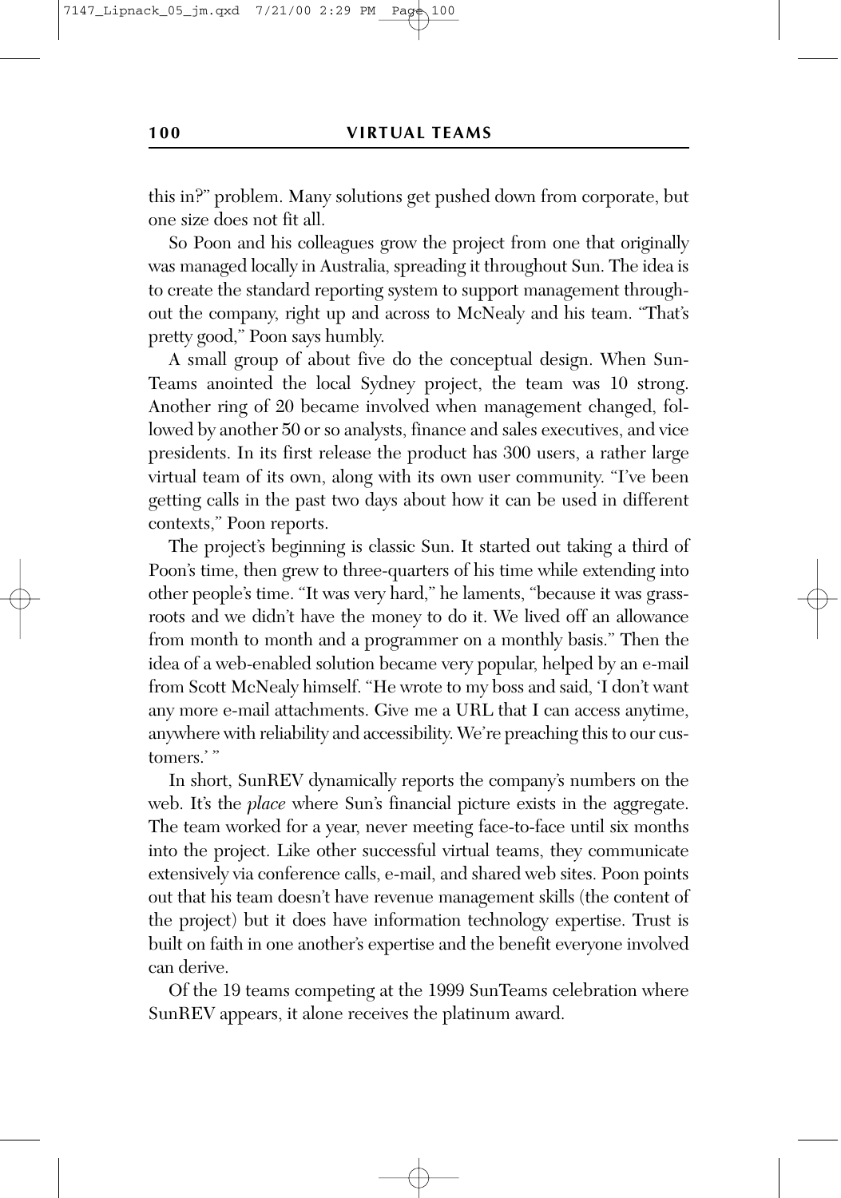this in?" problem. Many solutions get pushed down from corporate, but one size does not fit all.

So Poon and his colleagues grow the project from one that originally was managed locally in Australia, spreading it throughout Sun. The idea is to create the standard reporting system to support management throughout the company, right up and across to McNealy and his team. "That's pretty good," Poon says humbly.

A small group of about five do the conceptual design. When SunTeams anointed the local Sydney project, the team was 10 strong. Another ring of 20 became involved when management changed, followed by another 50 or so analysts, finance and sales executives, and vice presidents. In its first release the product has 300 users, a rather large virtual team of its own, along with its own user community. "I've been getting calls in the past two days about how it can be used in different contexts," Poon reports.

The project's beginning is classic Sun. It started out taking a third of Poon's time, then grew to three-quarters of his time while extending into other people's time. "It was very hard," he laments, "because it was grassroots and we didn't have the money to do it. We lived off an allowance from month to month and a programmer on a monthly basis." Then the idea of a web-enabled solution became very popular, helped by an e-mail from Scott McNealy himself. "He wrote to my boss and said, 'I don't want any more e-mail attachments. Give me a URL that I can access anytime, anywhere with reliability and accessibility. We're preaching this to our customers.' "

In short, SunREV dynamically reports the company's numbers on the web. It's the *place* where Sun's financial picture exists in the aggregate. The team worked for a year, never meeting face-to-face until six months into the project. Like other successful virtual teams, they communicate extensively via conference calls, e-mail, and shared web sites. Poon points out that his team doesn't have revenue management skills (the content of the project) but it does have information technology expertise. Trust is built on faith in one another's expertise and the benefit everyone involved can derive.

Of the 19 teams competing at the 1999 SunTeams celebration where SunREV appears, it alone receives the platinum award.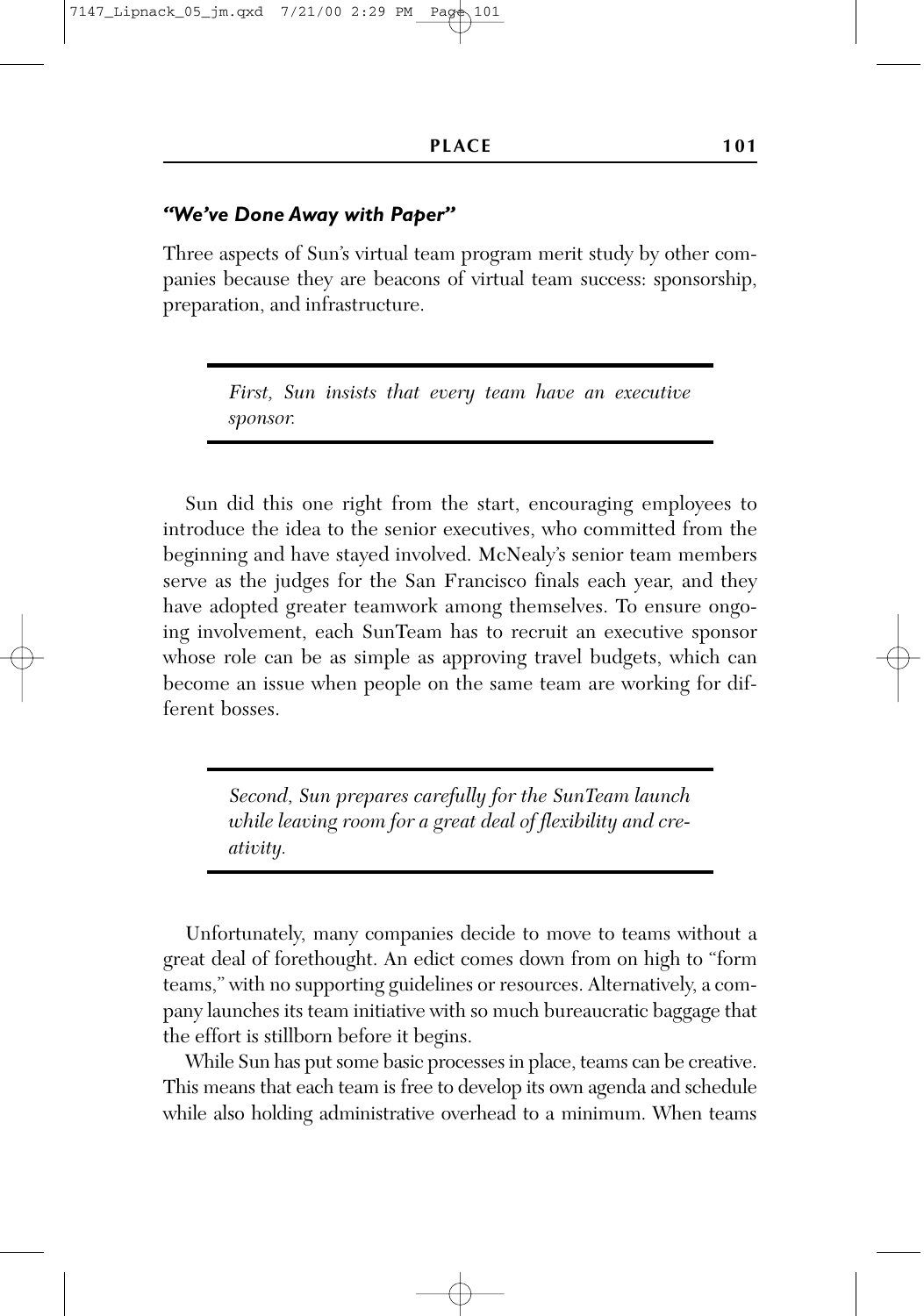### *"We've Done Away with Paper"*

Three aspects of Sun's virtual team program merit study by other companies because they are beacons of virtual team success: sponsorship, preparation, and infrastructure.

> *First, Sun insists that every team have an executive sponsor.*

Sun did this one right from the start, encouraging employees to introduce the idea to the senior executives, who committed from the beginning and have stayed involved. McNealy's senior team members serve as the judges for the San Francisco finals each year, and they have adopted greater teamwork among themselves. To ensure ongoing involvement, each SunTeam has to recruit an executive sponsor whose role can be as simple as approving travel budgets, which can become an issue when people on the same team are working for different bosses.

> *Second, Sun prepares carefully for the SunTeam launch while leaving room for a great deal of flexibility and creativity.*

Unfortunately, many companies decide to move to teams without a great deal of forethought. An edict comes down from on high to "form teams," with no supporting guidelines or resources. Alternatively, a company launches its team initiative with so much bureaucratic baggage that the effort is stillborn before it begins.

While Sun has put some basic processes in place, teams can be creative. This means that each team is free to develop its own agenda and schedule while also holding administrative overhead to a minimum. When teams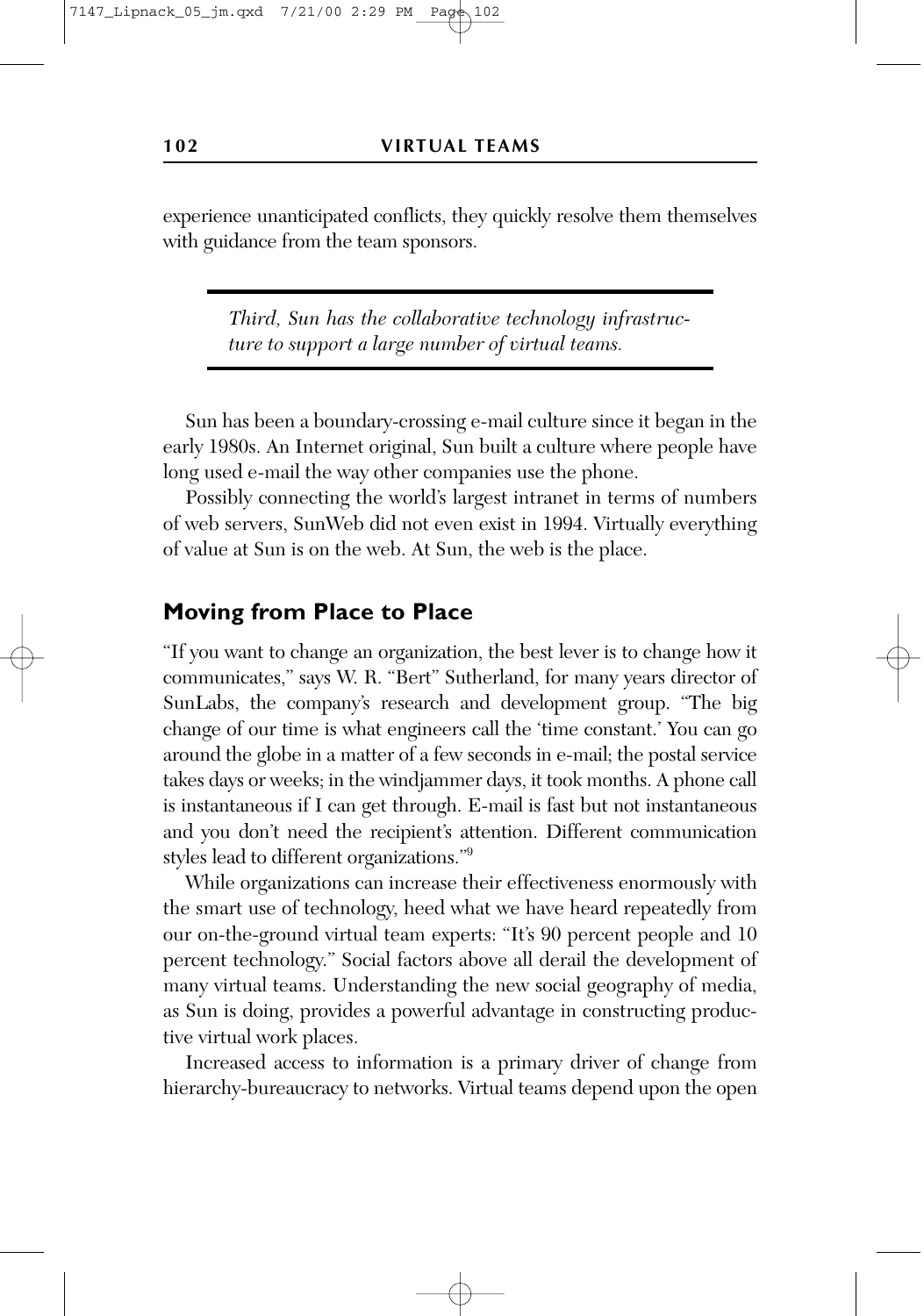experience unanticipated conflicts, they quickly resolve them themselves with guidance from the team sponsors.

> *Third, Sun has the collaborative technology infrastructure to support a large number of virtual teams.*

Sun has been a boundary-crossing e-mail culture since it began in the early 1980s. An Internet original, Sun built a culture where people have long used e-mail the way other companies use the phone.

Possibly connecting the world's largest intranet in terms of numbers of web servers, SunWeb did not even exist in 1994. Virtually everything of value at Sun is on the web. At Sun, the web is the place.

## Moving from Place to Place

"If you want to change an organization, the best lever is to change how it communicates," says W. R. "Bert" Sutherland, for many years director of SunLabs, the company's research and development group. "The big change of our time is what engineers call the 'time constant.' You can go around the globe in a matter of a few seconds in e-mail; the postal service takes days or weeks; in the windjammer days, it took months. A phone call is instantaneous if I can get through. E-mail is fast but not instantaneous and you don't need the recipient's attention. Different communication styles lead to different organizations."[9]

While organizations can increase their effectiveness enormously with the smart use of technology, heed what we have heard repeatedly from our on-the-ground virtual team experts: "It's 90 percent people and 10 percent technology." Social factors above all derail the development of many virtual teams. Understanding the new social geography of media, as Sun is doing, provides a powerful advantage in constructing productive virtual work places.

Increased access to information is a primary driver of change from hierarchy-bureaucracy to networks. Virtual teams depend upon the open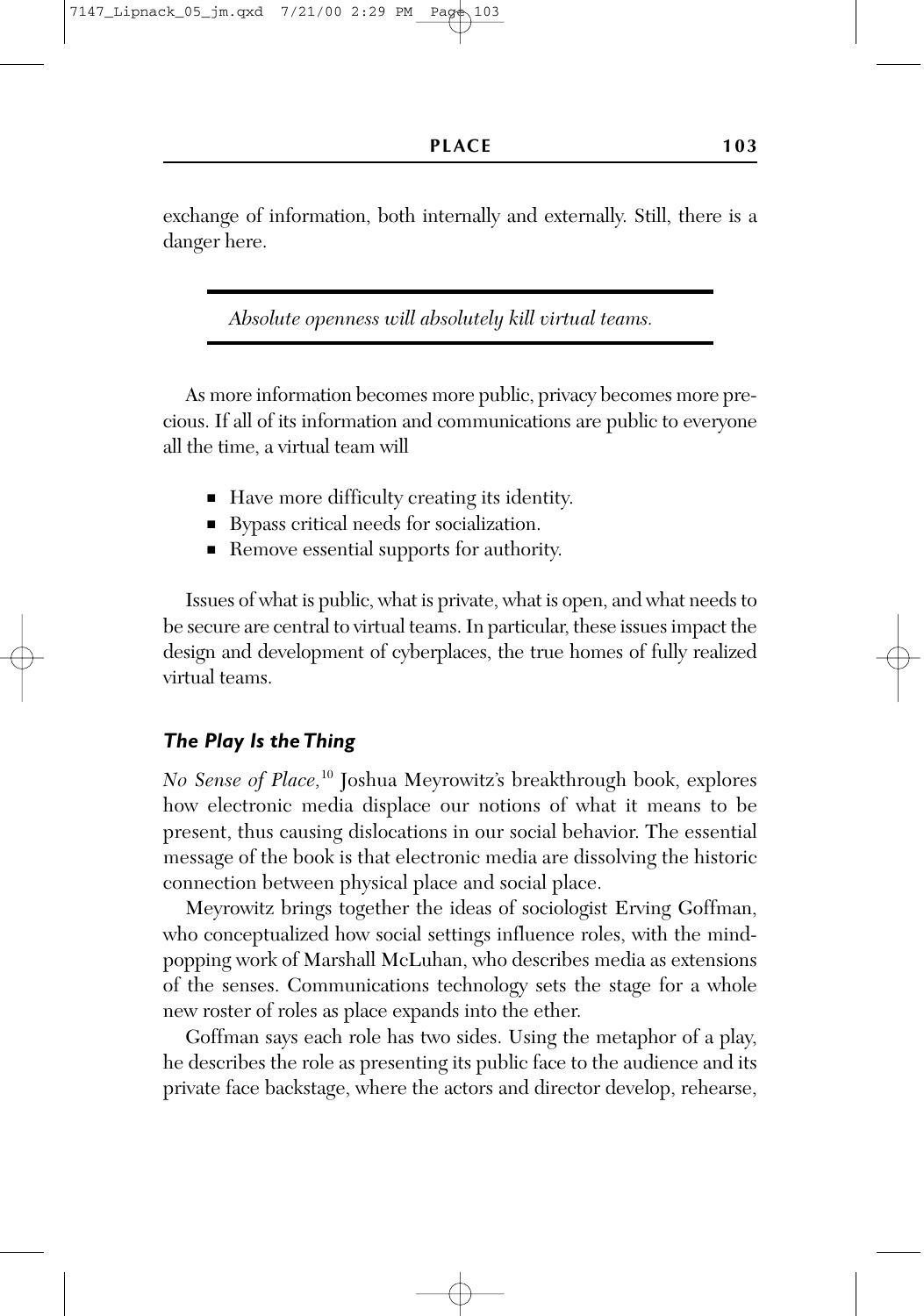exchange of information, both internally and externally. Still, there is a danger here.

*Absolute openness will absolutely kill virtual teams.*

As more information becomes more public, privacy becomes more precious. If all of its information and communications are public to everyone all the time, a virtual team will

- Have more difficulty creating its identity.
- Bypass critical needs for socialization.
- Remove essential supports for authority.

Issues of what is public, what is private, what is open, and what needs to be secure are central to virtual teams. In particular, these issues impact the design and development of cyberplaces, the true homes of fully realized virtual teams.

### *The Play Is the Thing*

*No Sense of Place,*[10] Joshua Meyrowitz's breakthrough book, explores how electronic media displace our notions of what it means to be present, thus causing dislocations in our social behavior. The essential message of the book is that electronic media are dissolving the historic connection between physical place and social place.

Meyrowitz brings together the ideas of sociologist Erving Goffman, who conceptualized how social settings influence roles, with the mind-popping work of Marshall McLuhan, who describes media as extensions of the senses. Communications technology sets the stage for a whole new roster of roles as place expands into the ether.

Goffman says each role has two sides. Using the metaphor of a play, he describes the role as presenting its public face to the audience and its private face backstage, where the actors and director develop, rehearse,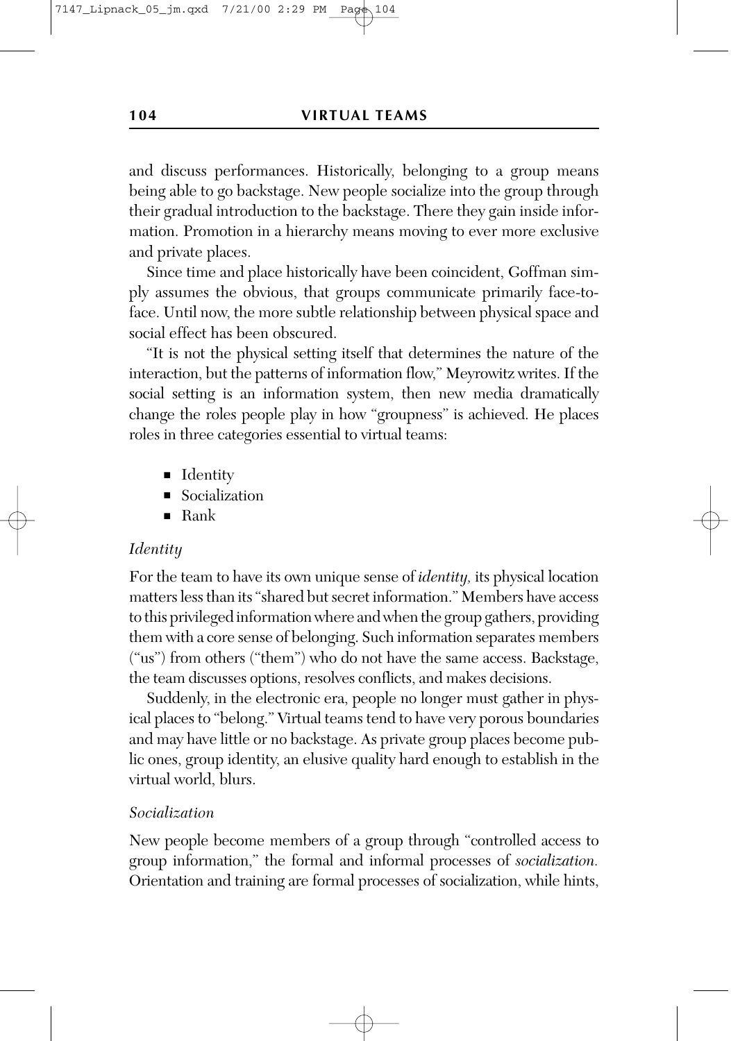and discuss performances. Historically, belonging to a group means being able to go backstage. New people socialize into the group through their gradual introduction to the backstage. There they gain inside information. Promotion in a hierarchy means moving to ever more exclusive and private places.

Since time and place historically have been coincident, Goffman simply assumes the obvious, that groups communicate primarily face-to-face. Until now, the more subtle relationship between physical space and social effect has been obscured.

"It is not the physical setting itself that determines the nature of the interaction, but the patterns of information flow," Meyrowitz writes. If the social setting is an information system, then new media dramatically change the roles people play in how "groupness" is achieved. He places roles in three categories essential to virtual teams:

- Identity
- Socialization
- Rank

*Identity*

For the team to have its own unique sense of *identity,* its physical location matters less than its "shared but secret information." Members have access to this privileged information where and when the group gathers, providing them with a core sense of belonging. Such information separates members ("us") from others ("them") who do not have the same access. Backstage, the team discusses options, resolves conflicts, and makes decisions.

Suddenly, in the electronic era, people no longer must gather in physical places to "belong." Virtual teams tend to have very porous boundaries and may have little or no backstage. As private group places become public ones, group identity, an elusive quality hard enough to establish in the virtual world, blurs.

*Socialization*

New people become members of a group through "controlled access to group information," the formal and informal processes of *socialization.* Orientation and training are formal processes of socialization, while hints,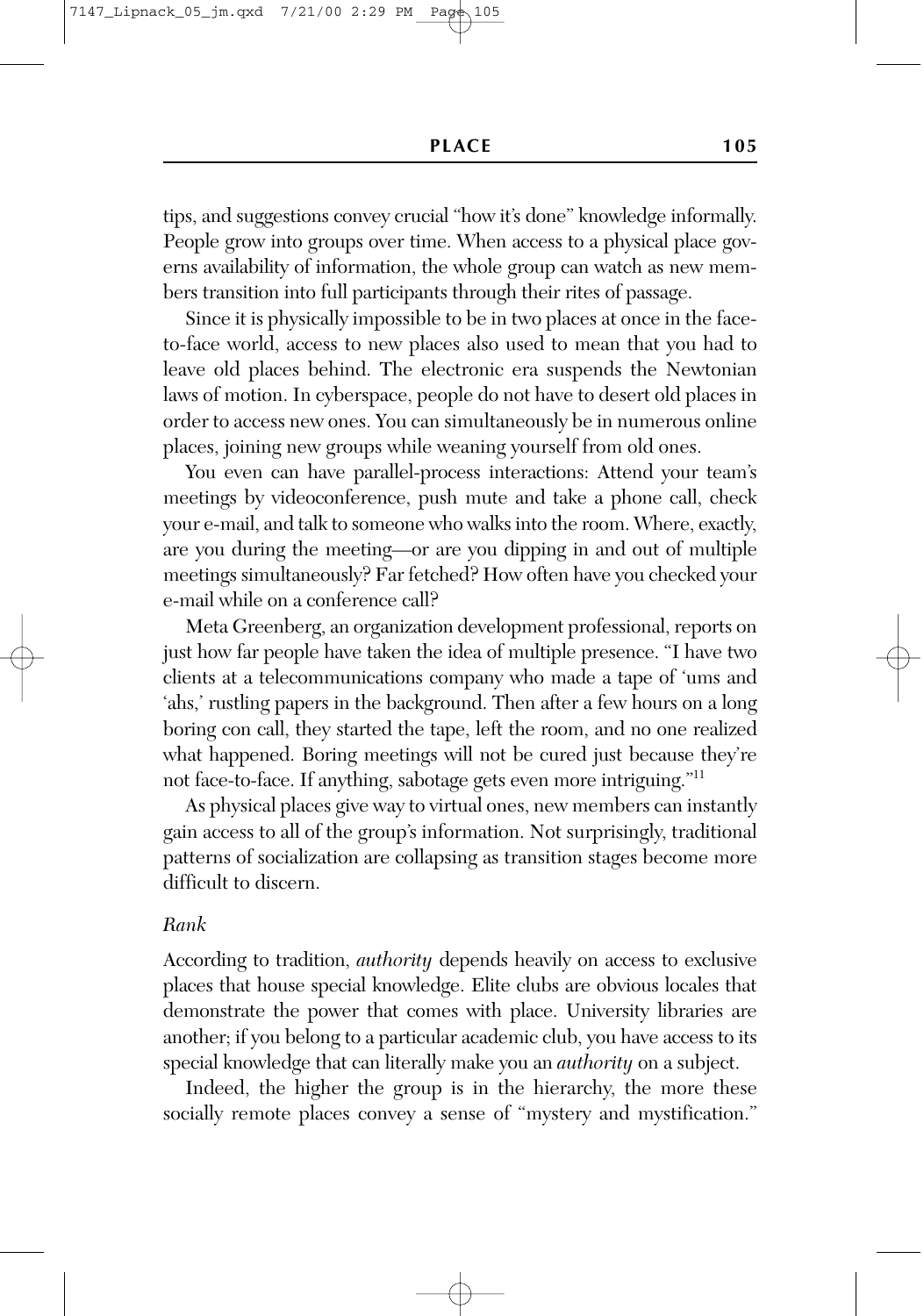tips, and suggestions convey crucial "how it's done" knowledge informally. People grow into groups over time. When access to a physical place governs availability of information, the whole group can watch as new members transition into full participants through their rites of passage.

Since it is physically impossible to be in two places at once in the face-to-face world, access to new places also used to mean that you had to leave old places behind. The electronic era suspends the Newtonian laws of motion. In cyberspace, people do not have to desert old places in order to access new ones. You can simultaneously be in numerous online places, joining new groups while weaning yourself from old ones.

You even can have parallel-process interactions: Attend your team's meetings by videoconference, push mute and take a phone call, check your e-mail, and talk to someone who walks into the room. Where, exactly, are you during the meeting—or are you dipping in and out of multiple meetings simultaneously? Far fetched? How often have you checked your e-mail while on a conference call?

Meta Greenberg, an organization development professional, reports on just how far people have taken the idea of multiple presence. "I have two clients at a telecommunications company who made a tape of 'ums and 'ahs,' rustling papers in the background. Then after a few hours on a long boring con call, they started the tape, left the room, and no one realized what happened. Boring meetings will not be cured just because they're not face-to-face. If anything, sabotage gets even more intriguing."[11]

As physical places give way to virtual ones, new members can instantly gain access to all of the group's information. Not surprisingly, traditional patterns of socialization are collapsing as transition stages become more difficult to discern.

### *Rank*

According to tradition, *authority* depends heavily on access to exclusive places that house special knowledge. Elite clubs are obvious locales that demonstrate the power that comes with place. University libraries are another; if you belong to a particular academic club, you have access to its special knowledge that can literally make you an *authority* on a subject.

Indeed, the higher the group is in the hierarchy, the more these socially remote places convey a sense of "mystery and mystification."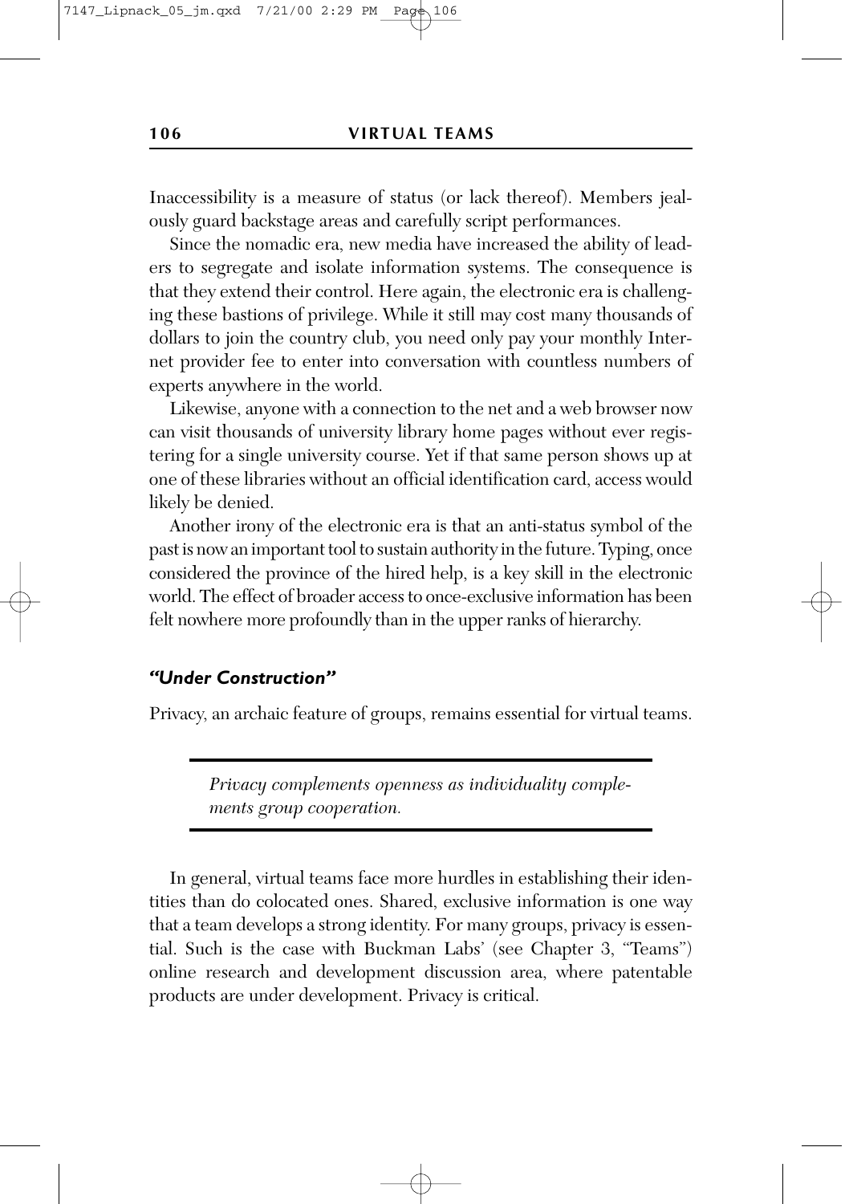Inaccessibility is a measure of status (or lack thereof). Members jealously guard backstage areas and carefully script performances.

Since the nomadic era, new media have increased the ability of leaders to segregate and isolate information systems. The consequence is that they extend their control. Here again, the electronic era is challenging these bastions of privilege. While it still may cost many thousands of dollars to join the country club, you need only pay your monthly Internet provider fee to enter into conversation with countless numbers of experts anywhere in the world.

Likewise, anyone with a connection to the net and a web browser now can visit thousands of university library home pages without ever registering for a single university course. Yet if that same person shows up at one of these libraries without an official identification card, access would likely be denied.

Another irony of the electronic era is that an anti-status symbol of the past is now an important tool to sustain authority in the future. Typing, once considered the province of the hired help, is a key skill in the electronic world. The effect of broader access to once-exclusive information has been felt nowhere more profoundly than in the upper ranks of hierarchy.

### *"Under Construction"*

Privacy, an archaic feature of groups, remains essential for virtual teams.

> *Privacy complements openness as individuality complements group cooperation.*

In general, virtual teams face more hurdles in establishing their identities than do colocated ones. Shared, exclusive information is one way that a team develops a strong identity. For many groups, privacy is essential. Such is the case with Buckman Labs' (see Chapter 3, "Teams") online research and development discussion area, where patentable products are under development. Privacy is critical.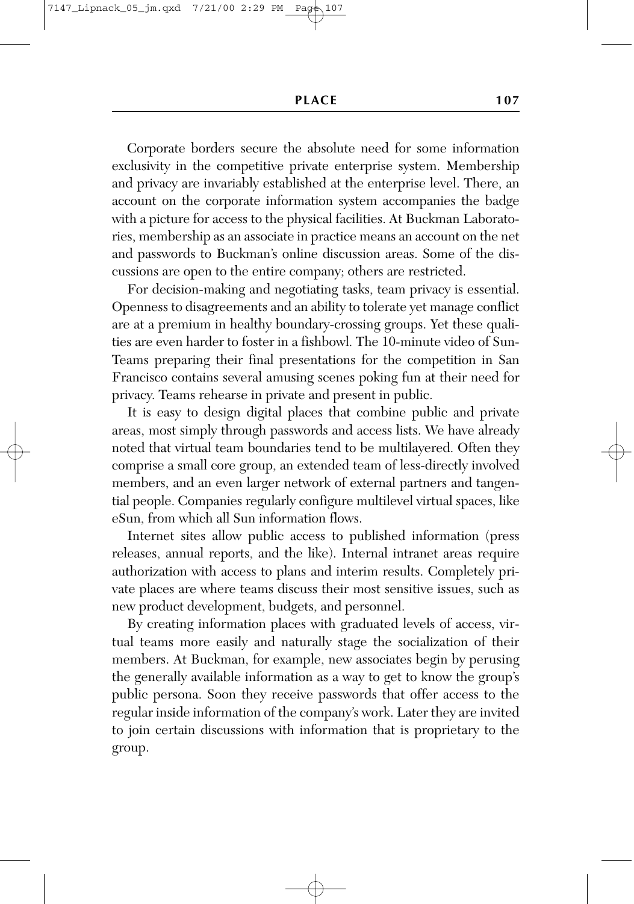Corporate borders secure the absolute need for some information exclusivity in the competitive private enterprise system. Membership and privacy are invariably established at the enterprise level. There, an account on the corporate information system accompanies the badge with a picture for access to the physical facilities. At Buckman Laboratories, membership as an associate in practice means an account on the net and passwords to Buckman's online discussion areas. Some of the discussions are open to the entire company; others are restricted.

For decision-making and negotiating tasks, team privacy is essential. Openness to disagreements and an ability to tolerate yet manage conflict are at a premium in healthy boundary-crossing groups. Yet these qualities are even harder to foster in a fishbowl. The 10-minute video of SunTeams preparing their final presentations for the competition in San Francisco contains several amusing scenes poking fun at their need for privacy. Teams rehearse in private and present in public.

It is easy to design digital places that combine public and private areas, most simply through passwords and access lists. We have already noted that virtual team boundaries tend to be multilayered. Often they comprise a small core group, an extended team of less-directly involved members, and an even larger network of external partners and tangential people. Companies regularly configure multilevel virtual spaces, like eSun, from which all Sun information flows.

Internet sites allow public access to published information (press releases, annual reports, and the like). Internal intranet areas require authorization with access to plans and interim results. Completely private places are where teams discuss their most sensitive issues, such as new product development, budgets, and personnel.

By creating information places with graduated levels of access, virtual teams more easily and naturally stage the socialization of their members. At Buckman, for example, new associates begin by perusing the generally available information as a way to get to know the group's public persona. Soon they receive passwords that offer access to the regular inside information of the company's work. Later they are invited to join certain discussions with information that is proprietary to the group.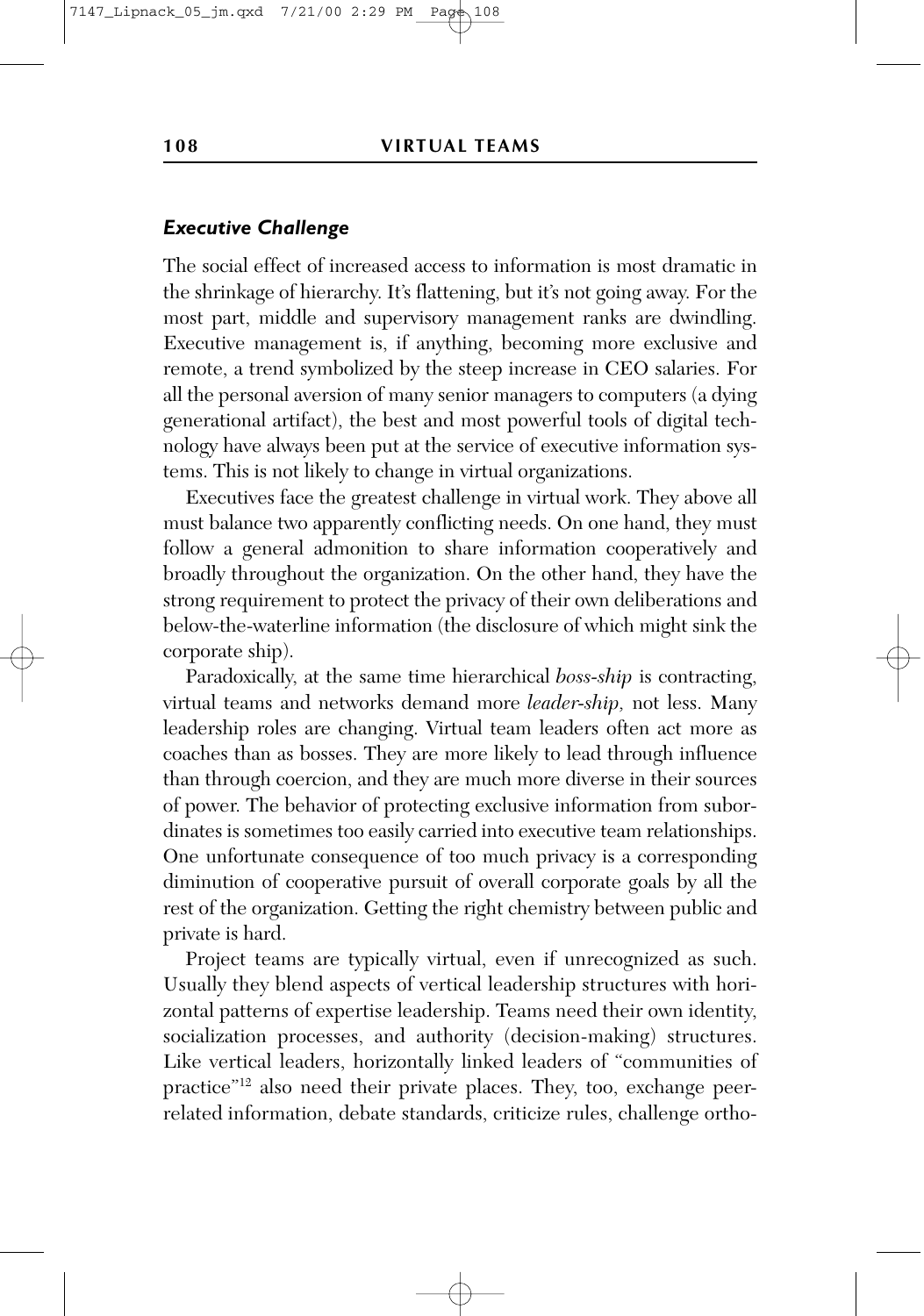### *Executive Challenge*

The social effect of increased access to information is most dramatic in the shrinkage of hierarchy. It's flattening, but it's not going away. For the most part, middle and supervisory management ranks are dwindling. Executive management is, if anything, becoming more exclusive and remote, a trend symbolized by the steep increase in CEO salaries. For all the personal aversion of many senior managers to computers (a dying generational artifact), the best and most powerful tools of digital technology have always been put at the service of executive information systems. This is not likely to change in virtual organizations.

Executives face the greatest challenge in virtual work. They above all must balance two apparently conflicting needs. On one hand, they must follow a general admonition to share information cooperatively and broadly throughout the organization. On the other hand, they have the strong requirement to protect the privacy of their own deliberations and below-the-waterline information (the disclosure of which might sink the corporate ship).

Paradoxically, at the same time hierarchical *boss-ship* is contracting, virtual teams and networks demand more *leader-ship,* not less. Many leadership roles are changing. Virtual team leaders often act more as coaches than as bosses. They are more likely to lead through influence than through coercion, and they are much more diverse in their sources of power. The behavior of protecting exclusive information from subordinates is sometimes too easily carried into executive team relationships. One unfortunate consequence of too much privacy is a corresponding diminution of cooperative pursuit of overall corporate goals by all the rest of the organization. Getting the right chemistry between public and private is hard.

Project teams are typically virtual, even if unrecognized as such. Usually they blend aspects of vertical leadership structures with horizontal patterns of expertise leadership. Teams need their own identity, socialization processes, and authority (decision-making) structures. Like vertical leaders, horizontally linked leaders of "communities of practice"[12] also need their private places. They, too, exchange peer-related information, debate standards, criticize rules, challenge ortho-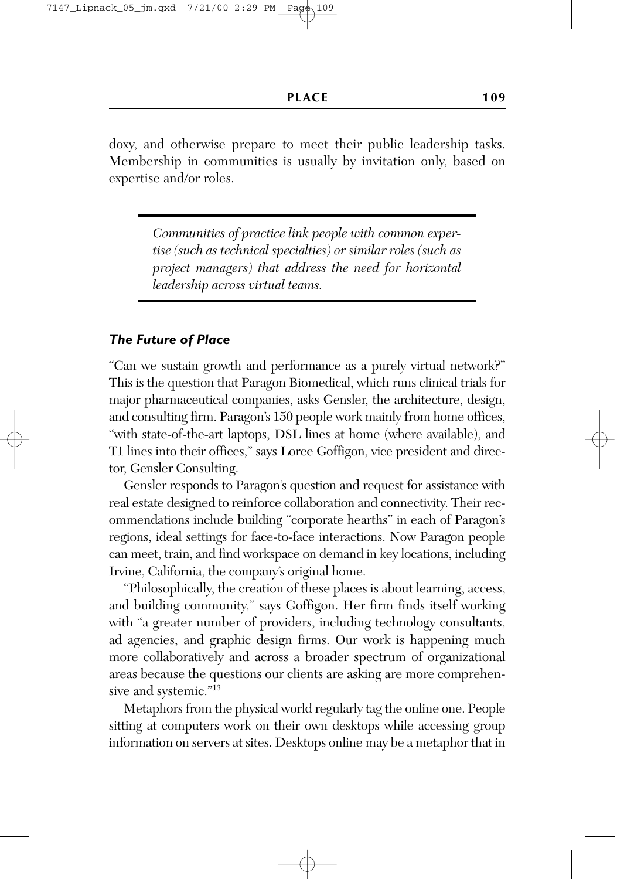doxy, and otherwise prepare to meet their public leadership tasks. Membership in communities is usually by invitation only, based on expertise and/or roles.

> *Communities of practice link people with common expertise (such as technical specialties) or similar roles (such as project managers) that address the need for horizontal leadership across virtual teams.*

### *The Future of Place*

"Can we sustain growth and performance as a purely virtual network?" This is the question that Paragon Biomedical, which runs clinical trials for major pharmaceutical companies, asks Gensler, the architecture, design, and consulting firm. Paragon's 150 people work mainly from home offices, "with state-of-the-art laptops, DSL lines at home (where available), and T1 lines into their offices," says Loree Goffigon, vice president and director, Gensler Consulting.

Gensler responds to Paragon's question and request for assistance with real estate designed to reinforce collaboration and connectivity. Their recommendations include building "corporate hearths" in each of Paragon's regions, ideal settings for face-to-face interactions. Now Paragon people can meet, train, and find workspace on demand in key locations, including Irvine, California, the company's original home.

"Philosophically, the creation of these places is about learning, access, and building community," says Goffigon. Her firm finds itself working with "a greater number of providers, including technology consultants, ad agencies, and graphic design firms. Our work is happening much more collaboratively and across a broader spectrum of organizational areas because the questions our clients are asking are more comprehensive and systemic."[13]

Metaphors from the physical world regularly tag the online one. People sitting at computers work on their own desktops while accessing group information on servers at sites. Desktops online may be a metaphor that in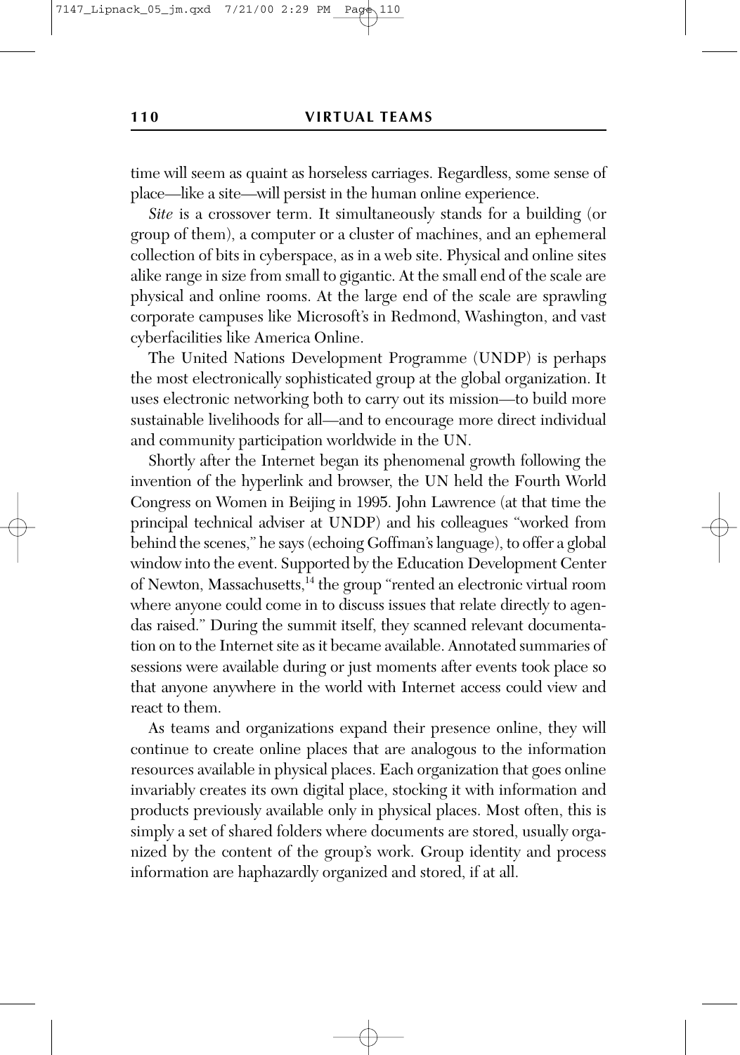time will seem as quaint as horseless carriages. Regardless, some sense of place—like a site—will persist in the human online experience.

*Site* is a crossover term. It simultaneously stands for a building (or group of them), a computer or a cluster of machines, and an ephemeral collection of bits in cyberspace, as in a web site. Physical and online sites alike range in size from small to gigantic. At the small end of the scale are physical and online rooms. At the large end of the scale are sprawling corporate campuses like Microsoft's in Redmond, Washington, and vast cyberfacilities like America Online.

The United Nations Development Programme (UNDP) is perhaps the most electronically sophisticated group at the global organization. It uses electronic networking both to carry out its mission—to build more sustainable livelihoods for all—and to encourage more direct individual and community participation worldwide in the UN.

Shortly after the Internet began its phenomenal growth following the invention of the hyperlink and browser, the UN held the Fourth World Congress on Women in Beijing in 1995. John Lawrence (at that time the principal technical adviser at UNDP) and his colleagues "worked from behind the scenes," he says (echoing Goffman's language), to offer a global window into the event. Supported by the Education Development Center of Newton, Massachusetts,[14] the group "rented an electronic virtual room where anyone could come in to discuss issues that relate directly to agendas raised." During the summit itself, they scanned relevant documentation on to the Internet site as it became available. Annotated summaries of sessions were available during or just moments after events took place so that anyone anywhere in the world with Internet access could view and react to them.

As teams and organizations expand their presence online, they will continue to create online places that are analogous to the information resources available in physical places. Each organization that goes online invariably creates its own digital place, stocking it with information and products previously available only in physical places. Most often, this is simply a set of shared folders where documents are stored, usually organized by the content of the group's work. Group identity and process information are haphazardly organized and stored, if at all.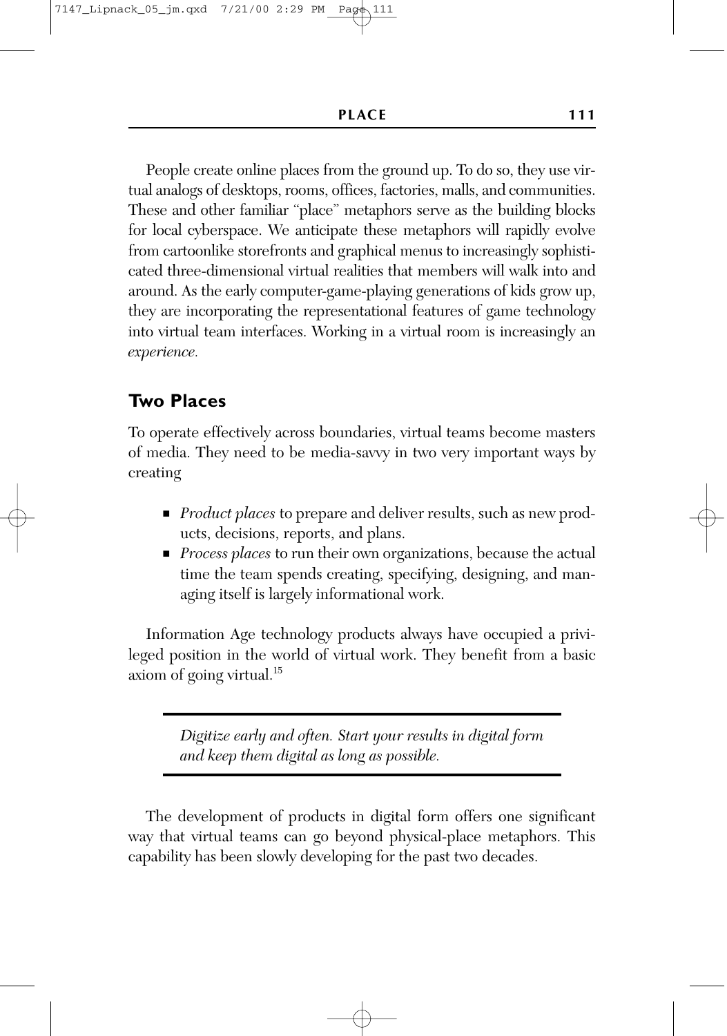People create online places from the ground up. To do so, they use virtual analogs of desktops, rooms, offices, factories, malls, and communities. These and other familiar "place" metaphors serve as the building blocks for local cyberspace. We anticipate these metaphors will rapidly evolve from cartoonlike storefronts and graphical menus to increasingly sophisticated three-dimensional virtual realities that members will walk into and around. As the early computer-game-playing generations of kids grow up, they are incorporating the representational features of game technology into virtual team interfaces. Working in a virtual room is increasingly an *experience.*

## Two Places

To operate effectively across boundaries, virtual teams become masters of media. They need to be media-savvy in two very important ways by creating

- *Product places* to prepare and deliver results, such as new products, decisions, reports, and plans.
- *Process places* to run their own organizations, because the actual time the team spends creating, specifying, designing, and managing itself is largely informational work.

Information Age technology products always have occupied a privileged position in the world of virtual work. They benefit from a basic axiom of going virtual.[15]

---

*Digitize early and often. Start your results in digital form and keep them digital as long as possible.*

---

The development of products in digital form offers one significant way that virtual teams can go beyond physical-place metaphors. This capability has been slowly developing for the past two decades.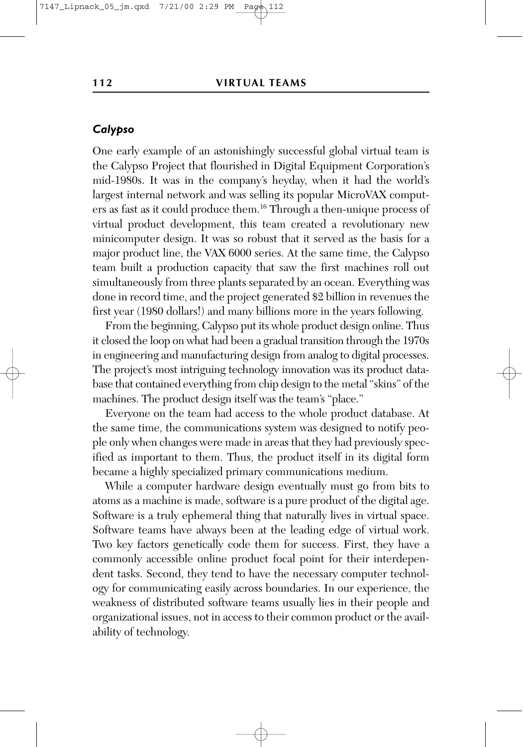### *Calypso*

One early example of an astonishingly successful global virtual team is the Calypso Project that flourished in Digital Equipment Corporation's mid-1980s. It was in the company's heyday, when it had the world's largest internal network and was selling its popular MicroVAX computers as fast as it could produce them.[16] Through a then-unique process of virtual product development, this team created a revolutionary new minicomputer design. It was so robust that it served as the basis for a major product line, the VAX 6000 series. At the same time, the Calypso team built a production capacity that saw the first machines roll out simultaneously from three plants separated by an ocean. Everything was done in record time, and the project generated $2 billion in revenues the first year (1980 dollars!) and many billions more in the years following.

From the beginning, Calypso put its whole product design online. Thus it closed the loop on what had been a gradual transition through the 1970s in engineering and manufacturing design from analog to digital processes. The project's most intriguing technology innovation was its product database that contained everything from chip design to the metal "skins" of the machines. The product design itself was the team's "place."

Everyone on the team had access to the whole product database. At the same time, the communications system was designed to notify people only when changes were made in areas that they had previously specified as important to them. Thus, the product itself in its digital form became a highly specialized primary communications medium.

While a computer hardware design eventually must go from bits to atoms as a machine is made, software is a pure product of the digital age. Software is a truly ephemeral thing that naturally lives in virtual space. Software teams have always been at the leading edge of virtual work. Two key factors genetically code them for success. First, they have a commonly accessible online product focal point for their interdependent tasks. Second, they tend to have the necessary computer technology for communicating easily across boundaries. In our experience, the weakness of distributed software teams usually lies in their people and organizational issues, not in access to their common product or the availability of technology.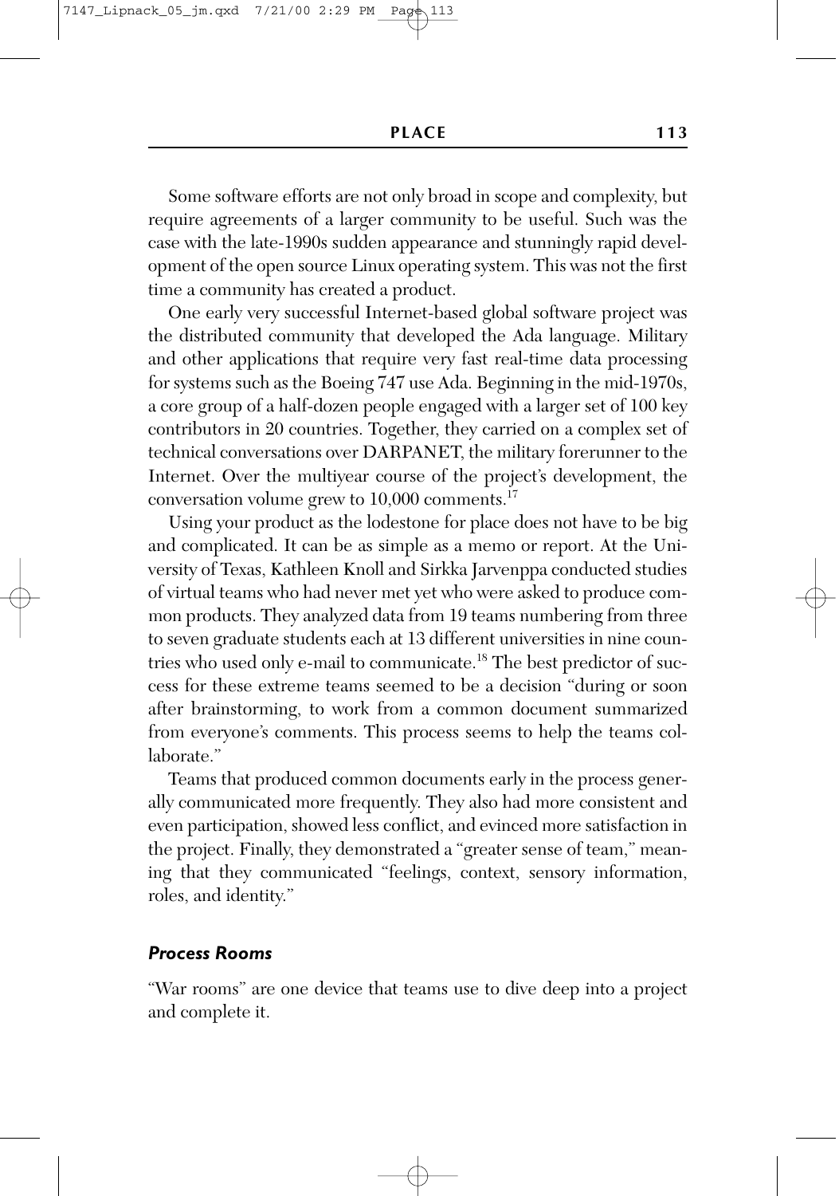Some software efforts are not only broad in scope and complexity, but require agreements of a larger community to be useful. Such was the case with the late-1990s sudden appearance and stunningly rapid development of the open source Linux operating system. This was not the first time a community has created a product.

One early very successful Internet-based global software project was the distributed community that developed the Ada language. Military and other applications that require very fast real-time data processing for systems such as the Boeing 747 use Ada. Beginning in the mid-1970s, a core group of a half-dozen people engaged with a larger set of 100 key contributors in 20 countries. Together, they carried on a complex set of technical conversations over DARPANET, the military forerunner to the Internet. Over the multiyear course of the project's development, the conversation volume grew to 10,000 comments.[17]

Using your product as the lodestone for place does not have to be big and complicated. It can be as simple as a memo or report. At the University of Texas, Kathleen Knoll and Sirkka Jarvenppa conducted studies of virtual teams who had never met yet who were asked to produce common products. They analyzed data from 19 teams numbering from three to seven graduate students each at 13 different universities in nine countries who used only e-mail to communicate.[18] The best predictor of success for these extreme teams seemed to be a decision "during or soon after brainstorming, to work from a common document summarized from everyone's comments. This process seems to help the teams collaborate."

Teams that produced common documents early in the process generally communicated more frequently. They also had more consistent and even participation, showed less conflict, and evinced more satisfaction in the project. Finally, they demonstrated a "greater sense of team," meaning that they communicated "feelings, context, sensory information, roles, and identity."

### *Process Rooms*

"War rooms" are one device that teams use to dive deep into a project and complete it.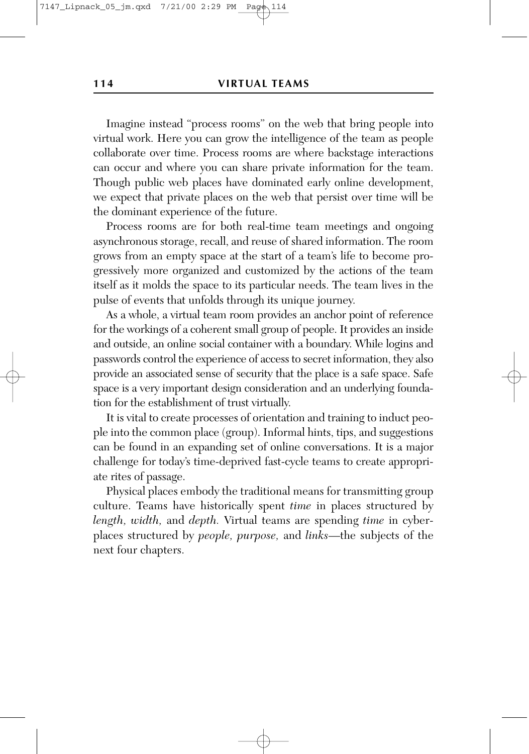Imagine instead "process rooms" on the web that bring people into virtual work. Here you can grow the intelligence of the team as people collaborate over time. Process rooms are where backstage interactions can occur and where you can share private information for the team. Though public web places have dominated early online development, we expect that private places on the web that persist over time will be the dominant experience of the future.

Process rooms are for both real-time team meetings and ongoing asynchronous storage, recall, and reuse of shared information. The room grows from an empty space at the start of a team's life to become progressively more organized and customized by the actions of the team itself as it molds the space to its particular needs. The team lives in the pulse of events that unfolds through its unique journey.

As a whole, a virtual team room provides an anchor point of reference for the workings of a coherent small group of people. It provides an inside and outside, an online social container with a boundary. While logins and passwords control the experience of access to secret information, they also provide an associated sense of security that the place is a safe space. Safe space is a very important design consideration and an underlying foundation for the establishment of trust virtually.

It is vital to create processes of orientation and training to induct people into the common place (group). Informal hints, tips, and suggestions can be found in an expanding set of online conversations. It is a major challenge for today's time-deprived fast-cycle teams to create appropriate rites of passage.

Physical places embody the traditional means for transmitting group culture. Teams have historically spent *time* in places structured by *length, width,* and *depth.* Virtual teams are spending *time* in cyberplaces structured by *people, purpose,* and *links*—the subjects of the next four chapters.